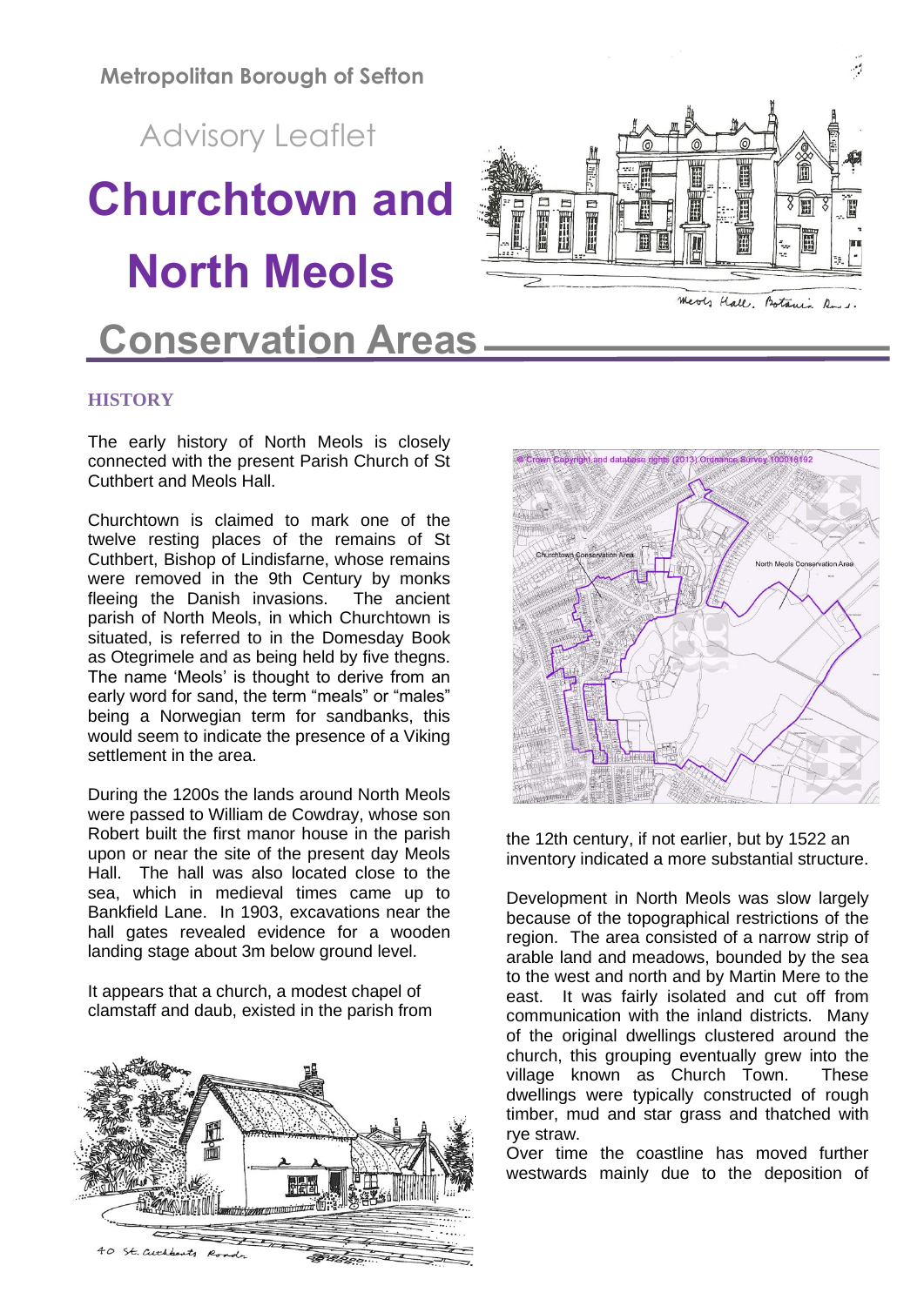Metropolitan Borough of Sefton

Advisory Leaflet

# Churchtown and North Meols Conservation Areas

## HISTORY

The early history of North Meols is closely connected with the present Parish Church of St Cuthbert and Meols Hall.

Churchtown is claimed to mark one of the twelve resting places of the remains of St Cuthbert, Bishop of Lindisfarne, whose remains were removed in the 9th Century by monks fleeing the Danish invasions. The ancient parish of North Meols, in which Churchtown is situated, is referred to in the Domesday Book as Otegrimele and as being held by five thegns. The name 'Meols' is thought to derive from an early word for sand, the term "meals" or "males" being a Norwegian term for sandbanks, this would seem to indicate the presence of a Viking settlement in the area.

During the 1200s the lands around North Meols were passed to William de Cowdray, whose son Robert built the first manor house in the parish upon or near the site of the present day Meols Hall. The hall was also located close to the sea, which in medieval times came up to Bankfield Lane. In 1903, excavations near the hall gates revealed evidence for a wooden landing stage about 3m below ground level.

It appears that a church, a modest chapel of clamstaff and daub, existed in the parish from the 12th century, if not earlier, but by 1522 an inventory indicated a more substantial structure.

Development in North Meols was slow largely because of the topographical restrictions of the region. The area consisted of a narrow strip of arable land and meadows, bounded by the sea to the west and north and by Martin Mere to the east. It was fairly isolated and cut off from communication with the inland districts. Many of the original dwellings clustered around the church, this grouping eventually grew into the village known as Church Town. These dwellings were typically constructed of rough timber, mud and star grass and thatched with rye straw.

Over time the coastline has moved further westwards mainly due to the deposition of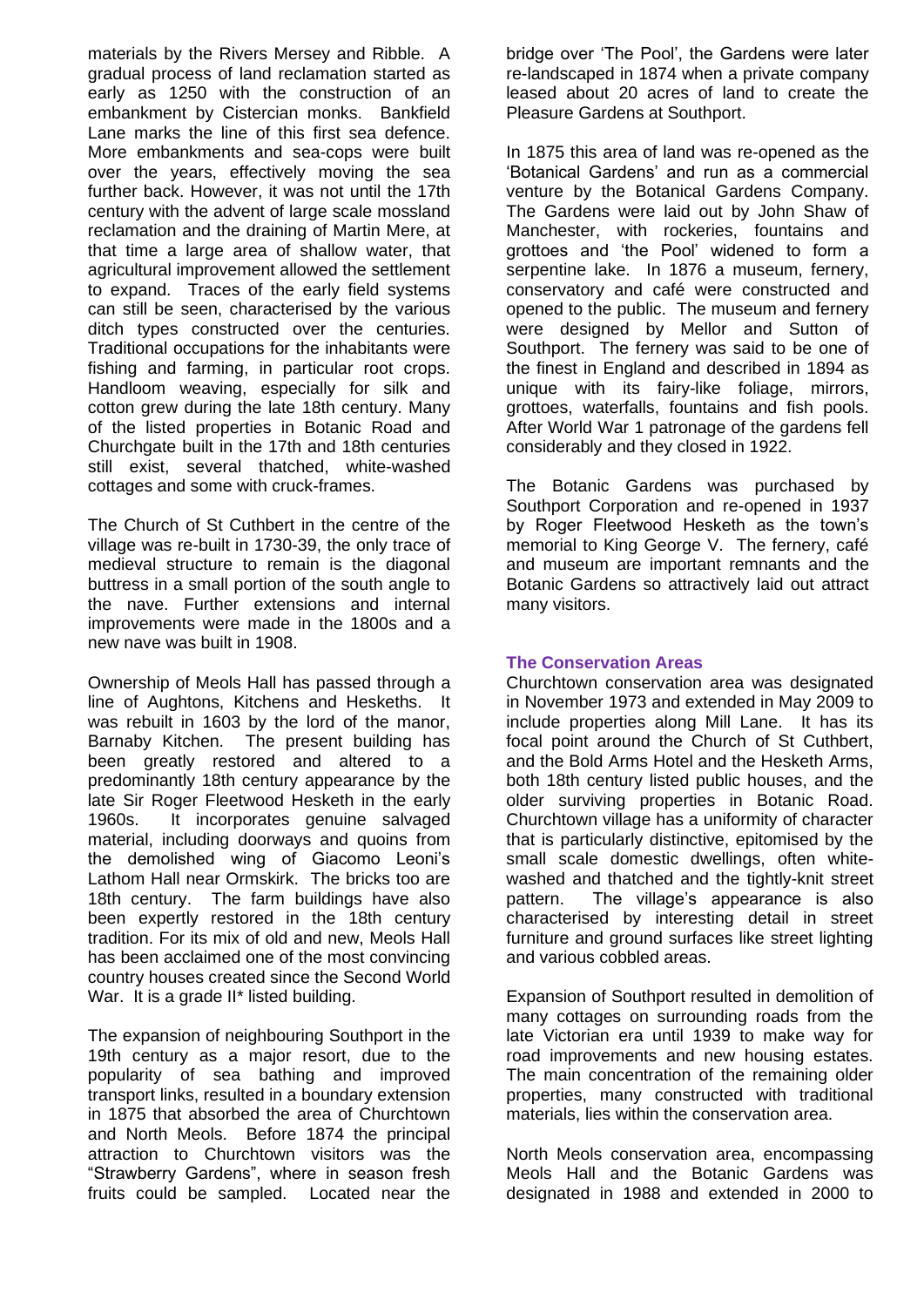materials by the Rivers Mersey and Ribble. A gradual process of land reclamation started as early as 1250 with the construction of an embankment by Cistercian monks. Bankfield Lane marks the line of this first sea defence. More embankments and sea-cops were built over the years, effectively moving the sea further back. However, it was not until the 17th century with the advent of large scale mossland reclamation and the draining of Martin Mere, at that time a large area of shallow water, that agricultural improvement allowed the settlement to expand. Traces of the early field systems can still be seen, characterised by the various ditch types constructed over the centuries. Traditional occupations for the inhabitants were fishing and farming, in particular root crops. Handloom weaving, especially for silk and cotton grew during the late 18th century. Many of the listed properties in Botanic Road and Churchgate built in the 17th and 18th centuries still exist, several thatched, white-washed cottages and some with cruck-frames.

The Church of St Cuthbert in the centre of the village was re-built in 1730-39, the only trace of medieval structure to remain is the diagonal buttress in a small portion of the south angle to the nave. Further extensions and internal improvements were made in the 1800s and a new nave was built in 1908.

Ownership of Meols Hall has passed through a line of Aughtons, Kitchens and Hesketh. It was rebuilt in 1603 by the lord of the manor, Barnaby Kitchen. The present building has been greatly restored and altered to a predominantly 18th century appearance by the late Sir Roger Fleetwood Hesketh in the early 1960s. It incorporates genuine salvaged material, including doorways and quoins from the demolished wing of Giacomo Leoni's Lathom Hall near Ormskirk. The bricks too are 18th century. The farm buildings have also been expertly restored in the 18th century tradition. For its mix of old and new, Meols Hall has been acclaimed one of the most convincing country houses created since the Second World War. It is a grade II* listed building.

The expansion of neighbouring Southport in the 19th century as a major resort, due to the popularity of sea bathing and improved transport links, resulted in a boundary extension in 1875 that absorbed the area of Churchtown and North Meols. Before 1874 the principal attraction to Churchtown visitors was the "Strawberry Gardens", where in season fresh fruits could be sampled. Located near the bridge over 'The Pool', the Gardens were later re-landscaped in 1874 when a private company leased about 20 acres of land to create the Pleasure Gardens at Southport.

In 1875 this area of land was re-opened as the 'Botanical Gardens' and run as a commercial venture by the Botanical Gardens Company. The Gardens were laid out by John Shaw of Manchester, with rockeries, fountains and grottoes and 'the Pool' widened to form a serpentine lake. In 1876 a museum, fernery, conservatory and café were constructed and opened to the public. The museum and fernery were designed by Mellor and Sutton of Southport. The fernery was said to be one of the finest in England and described in 1894 as unique with its fairy-like foliage, mirrors, grottoes, waterfalls, fountains and fish pools. After World War 1 patronage of the gardens fell considerably and they closed in 1922.

The Botanic Gardens was purchased by Southport Corporation and re-opened in 1937 by Roger Fleetwood Hesketh as the town's memorial to King George V. The fernery, café and museum are important remnants and the Botanic Gardens so attractively laid out attract many visitors.

## The Conservation Areas

Churchtown conservation area was designated in November 1973 and extended in May 2009 to include properties along Mill Lane. It has its focal point around the Church of St Cuthbert, and the Bold Arms Hotel and the Hesketh Arms, both 18th century listed public houses, and the older surviving properties in Botanic Road. Churchtown village has a uniformity of character that is particularly distinctive, epitomised by the small scale domestic dwellings, often white-washed and thatched and the tightly-knit street pattern. The village's appearance is also characterised by interesting detail in street furniture and ground surfaces like street lighting and various cobbled areas.

Expansion of Southport resulted in demolition of many cottages on surrounding roads from the late Victorian era until 1939 to make way for road improvements and new housing estates. The main concentration of the remaining older properties, many constructed with traditional materials, lies within the conservation area.

North Meols conservation area, encompassing Meols Hall and the Botanic Gardens was designated in 1988 and extended in 2000 to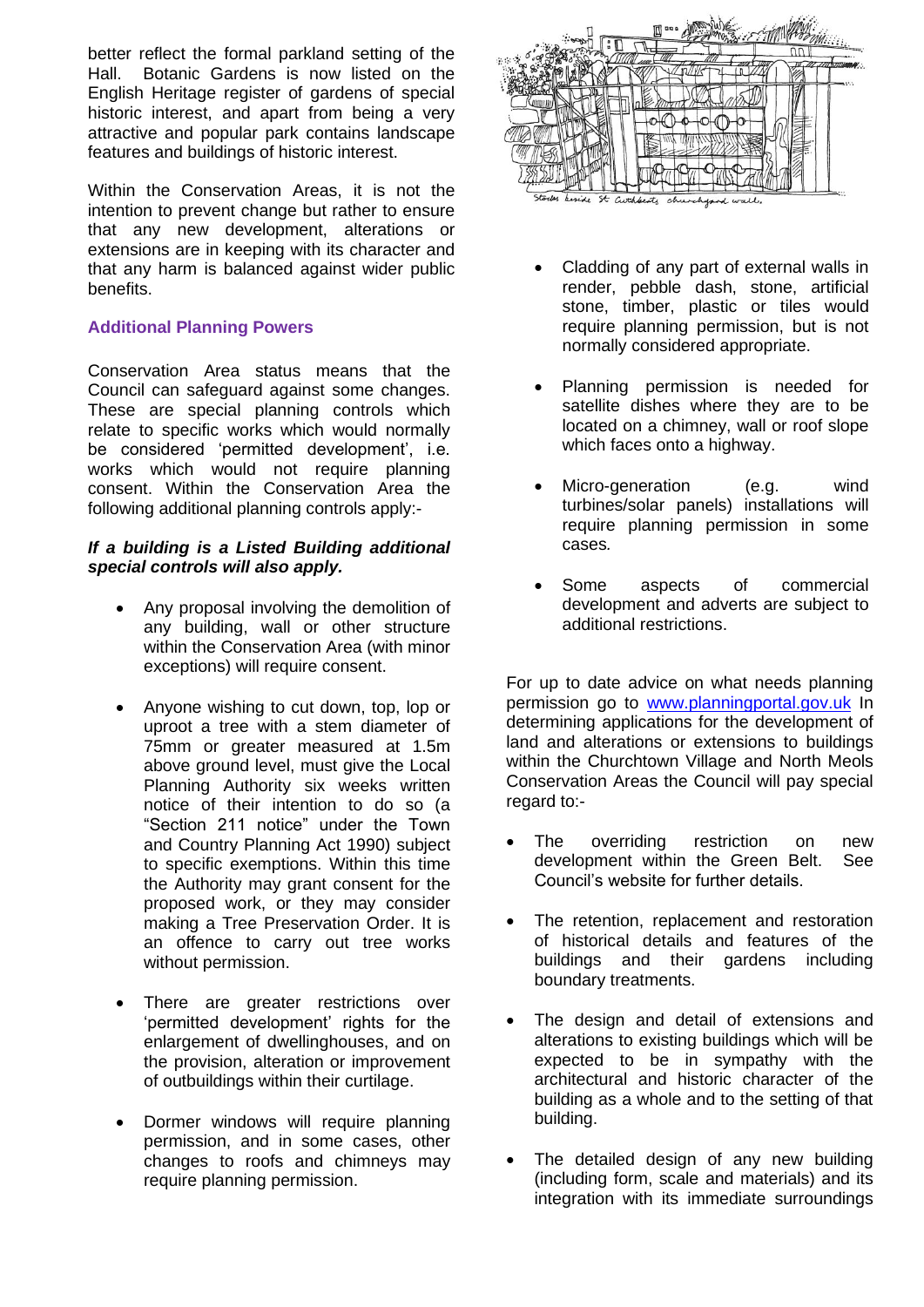better reflect the formal parkland setting of the Hall. Botanic Gardens is now listed on the English Heritage register of gardens of special historic interest, and apart from being a very attractive and popular park contains landscape features and buildings of historic interest.

Within the Conservation Areas, it is not the intention to prevent change but rather to ensure that any new development, alterations or extensions are in keeping with its character and that any harm is balanced against wider public benefits.

### Additional Planning Powers

Conservation Area status means that the Council can safeguard against some changes. These are special planning controls which relate to specific works which would normally be considered 'permitted development', i.e. works which would not require planning consent. Within the Conservation Area the following additional planning controls apply:-

***If a building is a Listed Building additional special controls will also apply.***

- Any proposal involving the demolition of any building, wall or other structure within the Conservation Area (with minor exceptions) will require consent.
- Anyone wishing to cut down, top, lop or uproot a tree with a stem diameter of 75mm or greater measured at 1.5m above ground level, must give the Local Planning Authority six weeks written notice of their intention to do so (a "Section 211 notice" under the Town and Country Planning Act 1990) subject to specific exemptions. Within this time the Authority may grant consent for the proposed work, or they may consider making a Tree Preservation Order. It is an offence to carry out tree works without permission.
- There are greater restrictions over 'permitted development' rights for the enlargement of dwellinghouses, and on the provision, alteration or improvement of outbuildings within their curtilage.
- Dormer windows will require planning permission, and in some cases, other changes to roofs and chimneys may require planning permission.

Stocks beside St Cuthbert's churchyard wall.

- Cladding of any part of external walls in render, pebble dash, stone, artificial stone, timber, plastic or tiles would require planning permission, but is not normally considered appropriate.
- Planning permission is needed for satellite dishes where they are to be located on a chimney, wall or roof slope which faces onto a highway.
- Micro-generation (e.g. wind turbines/solar panels) installations will require planning permission in some cases.
- Some aspects of commercial development and adverts are subject to additional restrictions.

For up to date advice on what needs planning permission go to [www.planningportal.gov.uk](http://www.planningportal.gov.uk) In determining applications for the development of land and alterations or extensions to buildings within the Churchtown Village and North Meols Conservation Areas the Council will pay special regard to:-

- The overriding restriction on new development within the Green Belt. See Council's website for further details.
- The retention, replacement and restoration of historical details and features of the buildings and their gardens including boundary treatments.
- The design and detail of extensions and alterations to existing buildings which will be expected to be in sympathy with the architectural and historic character of the building as a whole and to the setting of that building.
- The detailed design of any new building (including form, scale and materials) and its integration with its immediate surroundings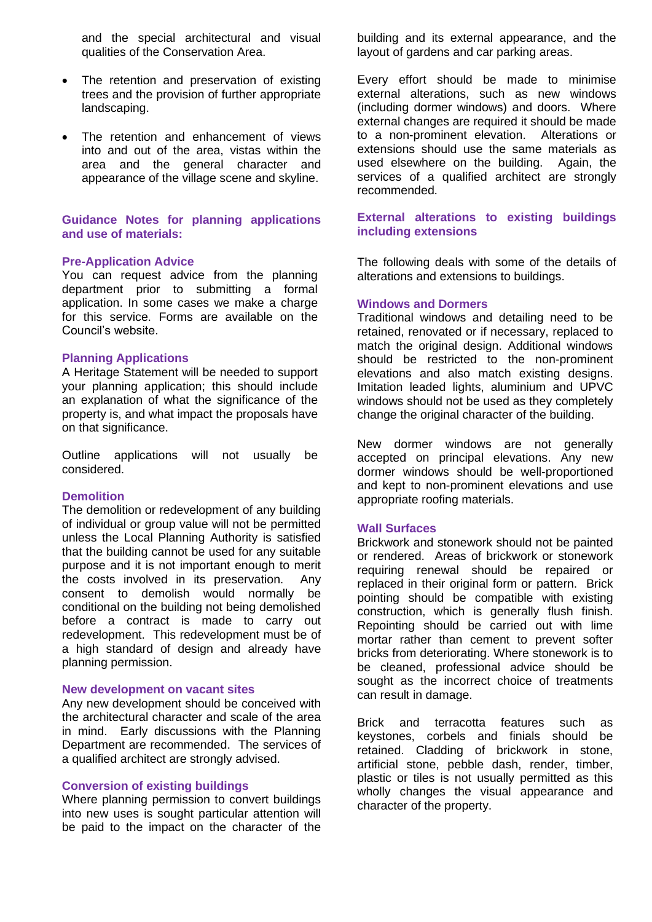and the special architectural and visual qualities of the Conservation Area.

- The retention and preservation of existing trees and the provision of further appropriate landscaping.
- The retention and enhancement of views into and out of the area, vistas within the area and the general character and appearance of the village scene and skyline.

## Guidance Notes for planning applications and use of materials:

### Pre-Application Advice

You can request advice from the planning department prior to submitting a formal application. In some cases we make a charge for this service. Forms are available on the Council's website.

### Planning Applications

A Heritage Statement will be needed to support your planning application; this should include an explanation of what the significance of the property is, and what impact the proposals have on that significance.

Outline applications will not usually be considered.

### Demolition

The demolition or redevelopment of any building of individual or group value will not be permitted unless the Local Planning Authority is satisfied that the building cannot be used for any suitable purpose and it is not important enough to merit the costs involved in its preservation. Any consent to demolish would normally be conditional on the building not being demolished before a contract is made to carry out redevelopment. This redevelopment must be of a high standard of design and already have planning permission.

### New development on vacant sites

Any new development should be conceived with the architectural character and scale of the area in mind. Early discussions with the Planning Department are recommended. The services of a qualified architect are strongly advised.

### Conversion of existing buildings

Where planning permission to convert buildings into new uses is sought particular attention will be paid to the impact on the character of the building and its external appearance, and the layout of gardens and car parking areas.

Every effort should be made to minimise external alterations, such as new windows (including dormer windows) and doors. Where external changes are required it should be made to a non-prominent elevation. Alterations or extensions should use the same materials as used elsewhere on the building. Again, the services of a qualified architect are strongly recommended.

## External alterations to existing buildings including extensions

The following deals with some of the details of alterations and extensions to buildings.

### Windows and Dormers

Traditional windows and detailing need to be retained, renovated or if necessary, replaced to match the original design. Additional windows should be restricted to the non-prominent elevations and also match existing designs. Imitation leaded lights, aluminium and UPVC windows should not be used as they completely change the original character of the building.

New dormer windows are not generally accepted on principal elevations. Any new dormer windows should be well-proportioned and kept to non-prominent elevations and use appropriate roofing materials.

### Wall Surfaces

Brickwork and stonework should not be painted or rendered. Areas of brickwork or stonework requiring renewal should be repaired or replaced in their original form or pattern. Brick pointing should be compatible with existing construction, which is generally flush finish. Repointing should be carried out with lime mortar rather than cement to prevent softer bricks from deteriorating. Where stonework is to be cleaned, professional advice should be sought as the incorrect choice of treatments can result in damage.

Brick and terracotta features such as keystones, corbels and finials should be retained. Cladding of brickwork in stone, artificial stone, pebble dash, render, timber, plastic or tiles is not usually permitted as this wholly changes the visual appearance and character of the property.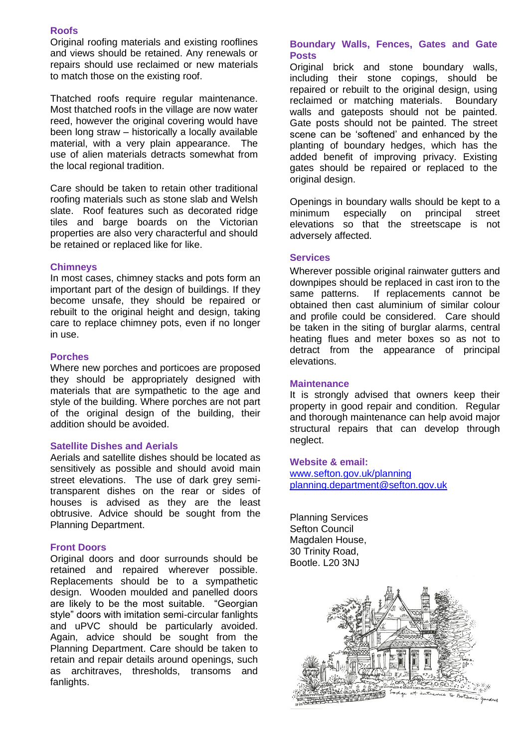## Roofs

Original roofing materials and existing rooflines and views should be retained. Any renewals or repairs should use reclaimed or new materials to match those on the existing roof.

Thatched roofs require regular maintenance. Most thatched roofs in the village are now water reed, however the original covering would have been long straw – historically a locally available material, with a very plain appearance. The use of alien materials detracts somewhat from the local regional tradition.

Care should be taken to retain other traditional roofing materials such as stone slab and Welsh slate. Roof features such as decorated ridge tiles and barge boards on the Victorian properties are also very characterful and should be retained or replaced like for like.

## Chimneys

In most cases, chimney stacks and pots form an important part of the design of buildings. If they become unsafe, they should be repaired or rebuilt to the original height and design, taking care to replace chimney pots, even if no longer in use.

## Porches

Where new porches and porticoes are proposed they should be appropriately designed with materials that are sympathetic to the age and style of the building. Where porches are not part of the original design of the building, their addition should be avoided.

## Satellite Dishes and Aerials

Aerials and satellite dishes should be located as sensitively as possible and should avoid main street elevations. The use of dark grey semi-transparent dishes on the rear or sides of houses is advised as they are the least obtrusive. Advice should be sought from the Planning Department.

## Front Doors

Original doors and door surrounds should be retained and repaired wherever possible. Replacements should be to a sympathetic design. Wooden moulded and panelled doors are likely to be the most suitable. "Georgian style" doors with imitation semi-circular fanlights and uPVC should be particularly avoided. Again, advice should be sought from the Planning Department. Care should be taken to retain and repair details around openings, such as architraves, thresholds, transoms and fanlights.

## Boundary Walls, Fences, Gates and Gate Posts

Original brick and stone boundary walls, including their stone copings, should be repaired or rebuilt to the original design, using reclaimed or matching materials. Boundary walls and gateposts should not be painted. Gate posts should not be painted. The street scene can be 'softened' and enhanced by the planting of boundary hedges, which has the added benefit of improving privacy. Existing gates should be repaired or replaced to the original design.

Openings in boundary walls should be kept to a minimum especially on principal street elevations so that the streetscape is not adversely affected.

## Services

Wherever possible original rainwater gutters and downpipes should be replaced in cast iron to the same patterns. If replacements cannot be obtained then cast aluminium of similar colour and profile could be considered. Care should be taken in the siting of burglar alarms, central heating flues and meter boxes so as not to detract from the appearance of principal elevations.

## Maintenance

It is strongly advised that owners keep their property in good repair and condition. Regular and thorough maintenance can help avoid major structural repairs that can develop through neglect.

## Website & email:

www.sefton.gov.uk/planning
planning.department@sefton.gov.uk

Planning Services
Sefton Council
Magdalen House,
30 Trinity Road,
Bootle. L20 3NJ

Lodge at entrance to Botanic Gardens